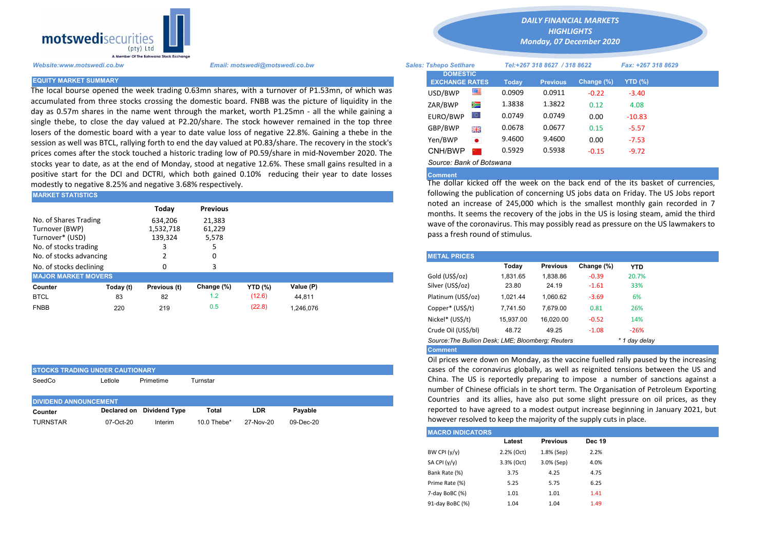# DAILY FINANCIAL MARKETS HIGHLIGHTS

*Monday, 07 December 2020*

motswedisecurities (pty) Ltd — A Member Of The Botswana Stock Exchange

*Website:www.motswedi.co.bw* *Email: motswedi@motswedi.co.bw*

*Sales: Tshepo Setlhare* *Tel:+267 318 8627 / 318 8622* *Fax: +267 318 8629*

## EQUITY MARKET SUMMARY

The local bourse opened the week trading 0.63mn shares, with a turnover of P1.53mn, of which was accumulated from three stocks crossing the domestic board. FNBB was the picture of liquidity in the day as 0.57m shares in the name went through the market, worth P1.25mn - all the while gaining a single thebe, to close the day valued at P2.20/share. The stock however remained in the top three losers of the domestic board with a year to date value loss of negative 22.8%. Gaining a thebe in the session as well was BTCL, rallying forth to end the day valued at P0.83/share. The recovery in the stock's prices comes after the stock touched a historic trading low of P0.59/share in mid-November 2020. The stocks year to date, as at the end of Monday, stood at negative 12.6%. These small gains resulted in a positive start for the DCI and DCTRI, which both gained 0.10% reducing their year to date losses modestly to negative 8.25% and negative 3.68% respectively.

## MARKET STATISTICS

| | Today | Previous |
|---|---|---|
| No. of Shares Trading | 634,206 | 21,383 |
| Turnover (BWP) | 1,532,718 | 61,229 |
| Turnover* (USD) | 139,324 | 5,578 |
| No. of stocks trading | 3 | 5 |
| No. of stocks advancing | 2 | 0 |
| No. of stocks declining | 0 | 3 |

## MAJOR MARKET MOVERS

| Counter | Today (t) | Previous (t) | Change (%) | YTD (%) | Value (P) |
|---|---|---|---|---|---|
| BTCL | 83 | 82 | 1.2 | (12.6) | 44,811 |
| FNBB | 220 | 219 | 0.5 | (22.8) | 1,246,076 |

## STOCKS TRADING UNDER CAUTIONARY

SeedCo | Letlole | Primetime | Turnstar

## DIVIDEND ANNOUNCEMENT

| Counter | Declared on | Dividend Type | Total | LDR | Payable |
|---|---|---|---|---|---|
| TURNSTAR | 07-Oct-20 | Interim | 10.0 Thebe* | 27-Nov-20 | 09-Dec-20 |

## DOMESTIC EXCHANGE RATES

| | Today | Previous | Change (%) | YTD (%) |
|---|---|---|---|---|
| USD/BWP | 0.0909 | 0.0911 | -0.22 | -3.40 |
| ZAR/BWP | 1.3838 | 1.3822 | 0.12 | 4.08 |
| EURO/BWP | 0.0749 | 0.0749 | 0.00 | -10.83 |
| GBP/BWP | 0.0678 | 0.0677 | 0.15 | -5.57 |
| Yen/BWP | 9.4600 | 9.4600 | 0.00 | -7.53 |
| CNH/BWP | 0.5929 | 0.5938 | -0.15 | -9.72 |

*Source: Bank of Botswana*

**Comment**

The dollar kicked off the week on the back end of the its basket of currencies, following the publication of concerning US jobs data on Friday. The US Jobs report noted an increase of 245,000 which is the smallest monthly gain recorded in 7 months. It seems the recovery of the jobs in the US is losing steam, amid the third wave of the coronavirus. This may possibly read as pressure on the US lawmakers to pass a fresh round of stimulus.

## METAL PRICES

| | Today | Previous | Change (%) | YTD |
|---|---|---|---|---|
| Gold (US$/oz) | 1,831.65 | 1,838.86 | -0.39 | 20.7% |
| Silver (US$/oz) | 23.80 | 24.19 | -1.61 | 33% |
| Platinum (US$/oz) | 1,021.44 | 1,060.62 | -3.69 | 6% |
| Copper* (US$/t) | 7,741.50 | 7,679.00 | 0.81 | 26% |
| Nickel* (US$/t) | 15,937.00 | 16,020.00 | -0.52 | 14% |
| Crude Oil (US$/bl) | 48.72 | 49.25 | -1.08 | -26% |

*Source:The Bullion Desk; LME; Bloomberg; Reuters* *\* 1 day delay*

**Comment**

Oil prices were down on Monday, as the vaccine fuelled rally paused by the increasing cases of the coronavirus globally, as well as reignited tensions between the US and China. The US is reportedly preparing to impose a number of sanctions against a number of Chinese officials in te short term. The Organisation of Petroleum Exporting Countries and its allies, have also put some slight pressure on oil prices, as they reported to have agreed to a modest output increase beginning in January 2021, but however resolved to keep the majority of the supply cuts in place.

## MACRO INDICATORS

| | Latest | Previous | Dec 19 |
|---|---|---|---|
| BW CPI (y/y) | 2.2% (Oct) | 1.8% (Sep) | 2.2% |
| SA CPI (y/y) | 3.3% (Oct) | 3.0% (Sep) | 4.0% |
| Bank Rate (%) | 3.75 | 4.25 | 4.75 |
| Prime Rate (%) | 5.25 | 5.75 | 6.25 |
| 7-day BoBC (%) | 1.01 | 1.01 | 1.41 |
| 91-day BoBC (%) | 1.04 | 1.04 | 1.49 |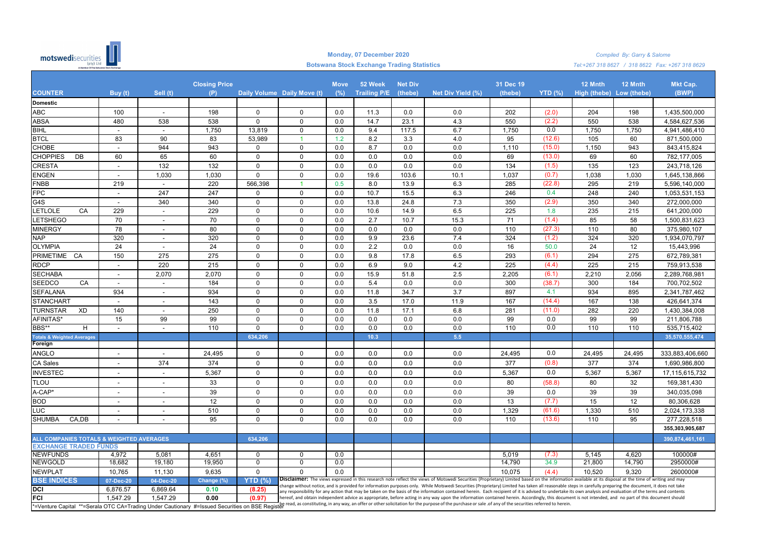motswedisecurities (pty) Ltd
A Member Of The Botswana Stock Exchange

**Monday, 07 December 2020**

**Botswana Stock Exchange Trading Statistics**

*Compiled By: Garry & Salome*

*Tel:+267 318 8627 / 318 8622 Fax: +267 318 8629*

| COUNTER | Buy (t) | Sell (t) | Closing Price (P) | Daily Volume | Daily Move (t) | Move (%) | 52 Week Trailing P/E | Net Div (thebe) | Net Div Yield (%) | 31 Dec 19 (thebe) | YTD (%) | 12 Mnth High (thebe) | 12 Mnth Low (thebe) | Mkt Cap. (BWP) |
|---|---|---|---|---|---|---|---|---|---|---|---|---|---|---|
| **Domestic** | | | | | | | | | | | | | | |
| ABC | 100 | - | 198 | 0 | 0 | 0.0 | 11.3 | 0.0 | 0.0 | 202 | (2.0) | 204 | 198 | 1,435,500,000 |
| ABSA | 480 | 538 | 538 | 0 | 0 | 0.0 | 14.7 | 23.1 | 4.3 | 550 | (2.2) | 550 | 538 | 4,584,627,536 |
| BIHL | - | - | 1,750 | 13,819 | 0 | 0.0 | 9.4 | 117.5 | 6.7 | 1,750 | 0.0 | 1,750 | 1,750 | 4,941,486,410 |
| BTCL | 83 | 90 | 83 | 53,989 | 1 | 1.2 | 8.2 | 3.3 | 4.0 | 95 | (12.6) | 105 | 60 | 871,500,000 |
| CHOBE | - | 944 | 943 | 0 | 0 | 0.0 | 8.7 | 0.0 | 0.0 | 1,110 | (15.0) | 1,150 | 943 | 843,415,824 |
| CHOPPIES DB | 60 | 65 | 60 | 0 | 0 | 0.0 | 0.0 | 0.0 | 0.0 | 69 | (13.0) | 69 | 60 | 782,177,005 |
| CRESTA | - | 132 | 132 | 0 | 0 | 0.0 | 0.0 | 0.0 | 0.0 | 134 | (1.5) | 135 | 123 | 243,718,126 |
| ENGEN | - | 1,030 | 1,030 | 0 | 0 | 0.0 | 19.6 | 103.6 | 10.1 | 1,037 | (0.7) | 1,038 | 1,030 | 1,645,138,866 |
| FNBB | 219 | - | 220 | 566,398 | 1 | 0.5 | 8.0 | 13.9 | 6.3 | 285 | (22.8) | 295 | 219 | 5,596,140,000 |
| FPC | - | 247 | 247 | 0 | 0 | 0.0 | 10.7 | 15.5 | 6.3 | 246 | 0.4 | 248 | 240 | 1,053,531,153 |
| G4S | - | 340 | 340 | 0 | 0 | 0.0 | 13.8 | 24.8 | 7.3 | 350 | (2.9) | 350 | 340 | 272,000,000 |
| LETLOLE CA | 229 | - | 229 | 0 | 0 | 0.0 | 10.6 | 14.9 | 6.5 | 225 | 1.8 | 235 | 215 | 641,200,000 |
| LETSHEGO | 70 | - | 70 | 0 | 0 | 0.0 | 2.7 | 10.7 | 15.3 | 71 | (1.4) | 85 | 58 | 1,500,831,623 |
| MINERGY | 78 | - | 80 | 0 | 0 | 0.0 | 0.0 | 0.0 | 0.0 | 110 | (27.3) | 110 | 80 | 375,980,107 |
| NAP | 320 | - | 320 | 0 | 0 | 0.0 | 9.9 | 23.6 | 7.4 | 324 | (1.2) | 324 | 320 | 1,934,070,797 |
| OLYMPIA | 24 | - | 24 | 0 | 0 | 0.0 | 2.2 | 0.0 | 0.0 | 16 | 50.0 | 24 | 12 | 15,443,996 |
| PRIMETIME CA | 150 | 275 | 275 | 0 | 0 | 0.0 | 9.8 | 17.8 | 6.5 | 293 | (6.1) | 294 | 275 | 672,789,381 |
| RDCP | - | 220 | 215 | 0 | 0 | 0.0 | 6.9 | 9.0 | 4.2 | 225 | (4.4) | 225 | 215 | 759,913,538 |
| SECHABA | - | 2,070 | 2,070 | 0 | 0 | 0.0 | 15.9 | 51.8 | 2.5 | 2,205 | (6.1) | 2,210 | 2,056 | 2,289,768,981 |
| SEEDCO CA | - | - | 184 | 0 | 0 | 0.0 | 5.4 | 0.0 | 0.0 | 300 | (38.7) | 300 | 184 | 700,702,502 |
| SEFALANA | 934 | - | 934 | 0 | 0 | 0.0 | 11.8 | 34.7 | 3.7 | 897 | 4.1 | 934 | 895 | 2,341,787,462 |
| STANCHART | - | - | 143 | 0 | 0 | 0.0 | 3.5 | 17.0 | 11.9 | 167 | (14.4) | 167 | 138 | 426,641,374 |
| TURNSTAR XD | 140 | - | 250 | 0 | 0 | 0.0 | 11.8 | 17.1 | 6.8 | 281 | (11.0) | 282 | 220 | 1,430,384,008 |
| AFINITAS* | 15 | 99 | 99 | 0 | 0 | 0.0 | 0.0 | 0.0 | 0.0 | 99 | 0.0 | 99 | 99 | 211,806,788 |
| BBS** H | - | - | 110 | 0 | 0 | 0.0 | 0.0 | 0.0 | 0.0 | 110 | 0.0 | 110 | 110 | 535,715,402 |
| **Totals & Weighted Averages** | | | | 634,206 | | | 10.3 | | 5.5 | | | | | 35,570,555,474 |
| **Foreign** | | | | | | | | | | | | | | |
| ANGLO | - | - | 24,495 | 0 | 0 | 0.0 | 0.0 | 0.0 | 0.0 | 24,495 | 0.0 | 24,495 | 24,495 | 333,883,406,660 |
| CA Sales | - | 374 | 374 | 0 | 0 | 0.0 | 0.0 | 0.0 | 0.0 | 377 | (0.8) | 377 | 374 | 1,690,986,800 |
| INVESTEC | - | - | 5,367 | 0 | 0 | 0.0 | 0.0 | 0.0 | 0.0 | 5,367 | 0.0 | 5,367 | 5,367 | 17,115,615,732 |
| TLOU | - | - | 33 | 0 | 0 | 0.0 | 0.0 | 0.0 | 0.0 | 80 | (58.8) | 80 | 32 | 169,381,430 |
| A-CAP* | - | - | 39 | 0 | 0 | 0.0 | 0.0 | 0.0 | 0.0 | 39 | 0.0 | 39 | 39 | 340,035,098 |
| BOD | - | - | 12 | 0 | 0 | 0.0 | 0.0 | 0.0 | 0.0 | 13 | (7.7) | 15 | 12 | 80,306,628 |
| LUC | - | - | 510 | 0 | 0 | 0.0 | 0.0 | 0.0 | 0.0 | 1,329 | (61.6) | 1,330 | 510 | 2,024,173,338 |
| SHUMBA CA,DB | - | - | 95 | 0 | 0 | 0.0 | 0.0 | 0.0 | 0.0 | 110 | (13.6) | 110 | 95 | 277,228,518 |
| | | | | | | | | | | | | | | 355,303,905,687 |
| **ALL COMPANIES TOTALS & WEIGHTED AVERAGES** | | | | 634,206 | | | | | | | | | | 390,874,461,161 |
| **EXCHANGE TRADED FUNDS** | | | | | | | | | | | | | | |
| NEWFUNDS | 4,972 | 5,081 | 4,651 | 0 | 0 | 0.0 | | | | 5,019 | (7.3) | 5,145 | 4,620 | 100000# |
| NEWGOLD | 18,682 | 19,180 | 19,950 | 0 | 0 | 0.0 | | | | 14,790 | 34.9 | 21,800 | 14,790 | 2950000# |
| NEWPLAT | 10,765 | 11,130 | 9,635 | 0 | 0 | 0.0 | | | | 10,075 | (4.4) | 10,520 | 9,320 | 2600000# |

| BSE INDICES | 07-Dec-20 | 04-Dec-20 | Change (%) | YTD (%) |
|---|---|---|---|---|
| DCI | 6,876.57 | 6,869.64 | 0.10 | (8.25) |
| FCI | 1,547.29 | 1,547.29 | 0.00 | (0.97) |

*=Venture Capital **=Serala OTC CA=Trading Under Cautionary #=Issued Securities on BSE Register

**Disclaimer:** The views expressed in this research note reflect the views of Motswedi Securities (Proprietary) Limited based on the information available at its disposal at the time of writing and may change without notice, and is provided for information purposes only. While Motswedi Securities (Proprietary) Limited has taken all reasonable steps in carefully preparing the document, it does not take any responsibility for any action that may be taken on the basis of the information contained herein. Each recipient of it is advised to undertake its own analysis and evaluation of the terms and contents hereof, and obtain independent advice as appropriate, before acting in any way upon the information contained herein. Accordingly, this document is not intended, and no part of this document should be read, as constituting, in any way, an offer or other solicitation for the purpose of the purchase or sale .of any of the securities referred to herein.